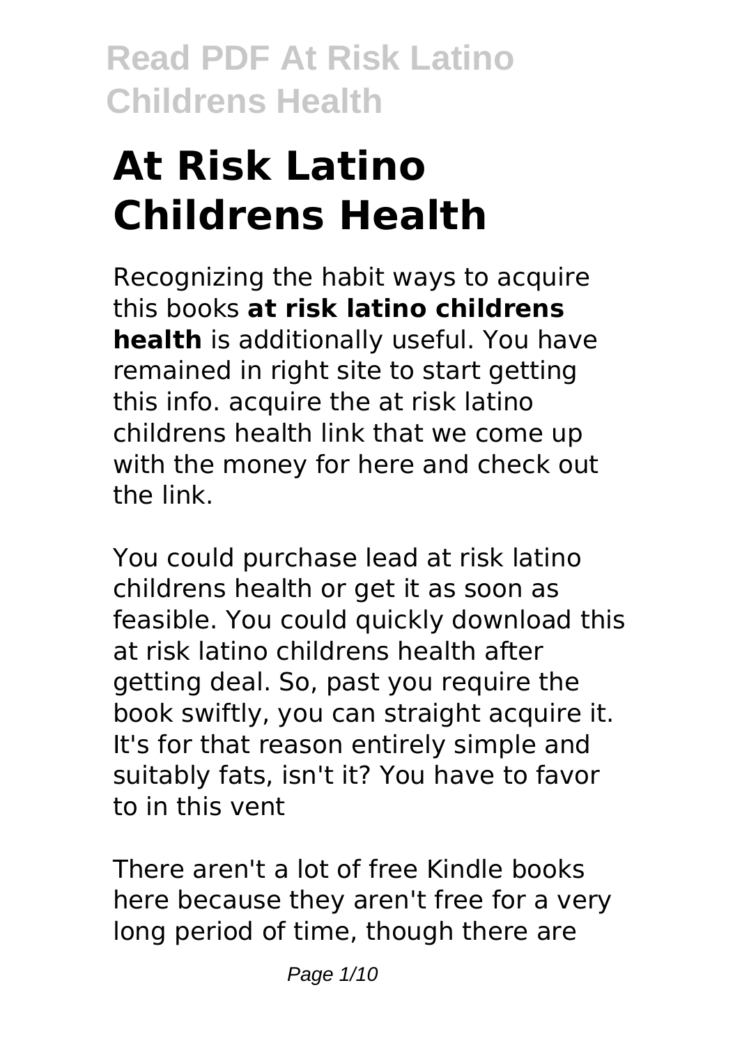# At Risk Latino Childrens Health

Recognizing the habit ways to acquire this books **at risk latino childrens health** is additionally useful. You have remained in right site to start getting this info. acquire the at risk latino childrens health link that we come up with the money for here and check out the link.

You could purchase lead at risk latino childrens health or get it as soon as feasible. You could quickly download this at risk latino childrens health after getting deal. So, past you require the book swiftly, you can straight acquire it. It's for that reason entirely simple and suitably fats, isn't it? You have to favor to in this vent

There aren't a lot of free Kindle books here because they aren't free for a very long period of time, though there are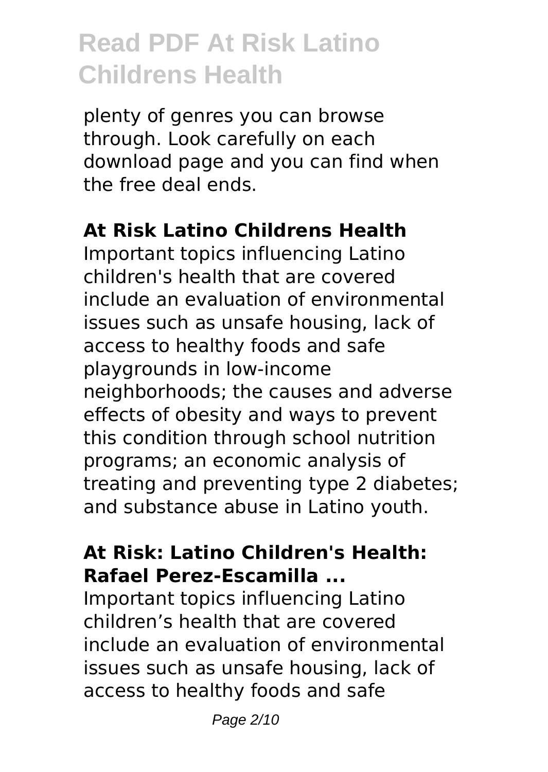plenty of genres you can browse through. Look carefully on each download page and you can find when the free deal ends.

## At Risk Latino Childrens Health

Important topics influencing Latino children's health that are covered include an evaluation of environmental issues such as unsafe housing, lack of access to healthy foods and safe playgrounds in low-income neighborhoods; the causes and adverse effects of obesity and ways to prevent this condition through school nutrition programs; an economic analysis of treating and preventing type 2 diabetes; and substance abuse in Latino youth.

## At Risk: Latino Children's Health: Rafael Perez-Escamilla ...

Important topics influencing Latino children's health that are covered include an evaluation of environmental issues such as unsafe housing, lack of access to healthy foods and safe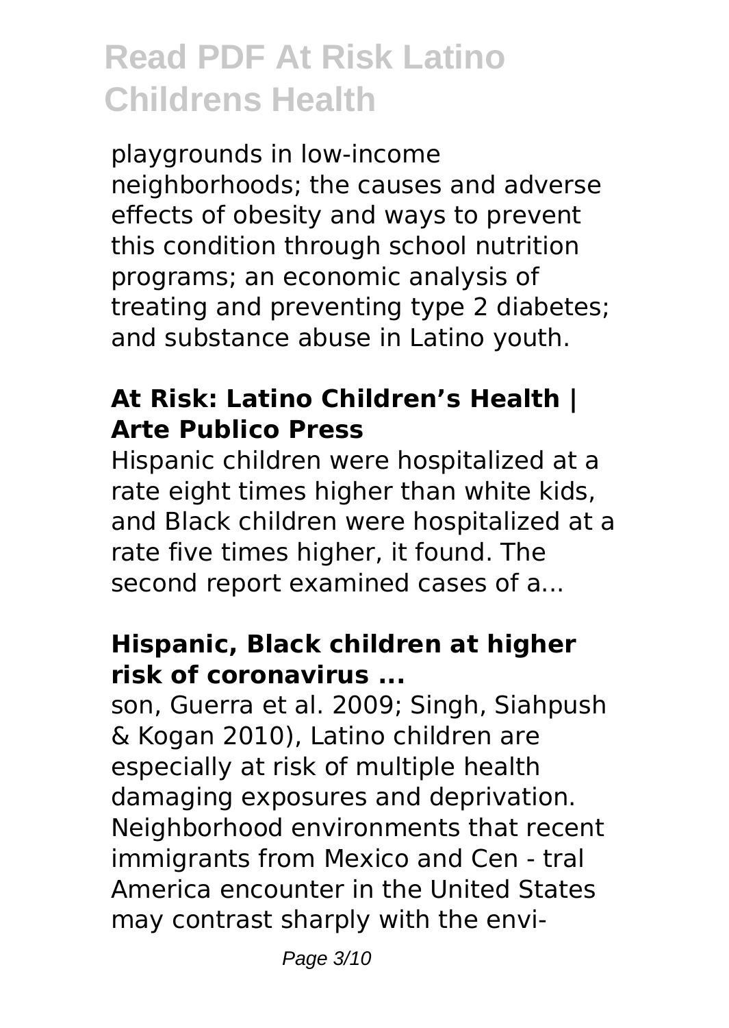playgrounds in low-income neighborhoods; the causes and adverse effects of obesity and ways to prevent this condition through school nutrition programs; an economic analysis of treating and preventing type 2 diabetes; and substance abuse in Latino youth.

### At Risk: Latino Children's Health | Arte Publico Press

Hispanic children were hospitalized at a rate eight times higher than white kids, and Black children were hospitalized at a rate five times higher, it found. The second report examined cases of a...

### Hispanic, Black children at higher risk of coronavirus ...

son, Guerra et al. 2009; Singh, Siahpush & Kogan 2010), Latino children are especially at risk of multiple health damaging exposures and deprivation. Neighborhood environments that recent immigrants from Mexico and Cen - tral America encounter in the United States may contrast sharply with the envi-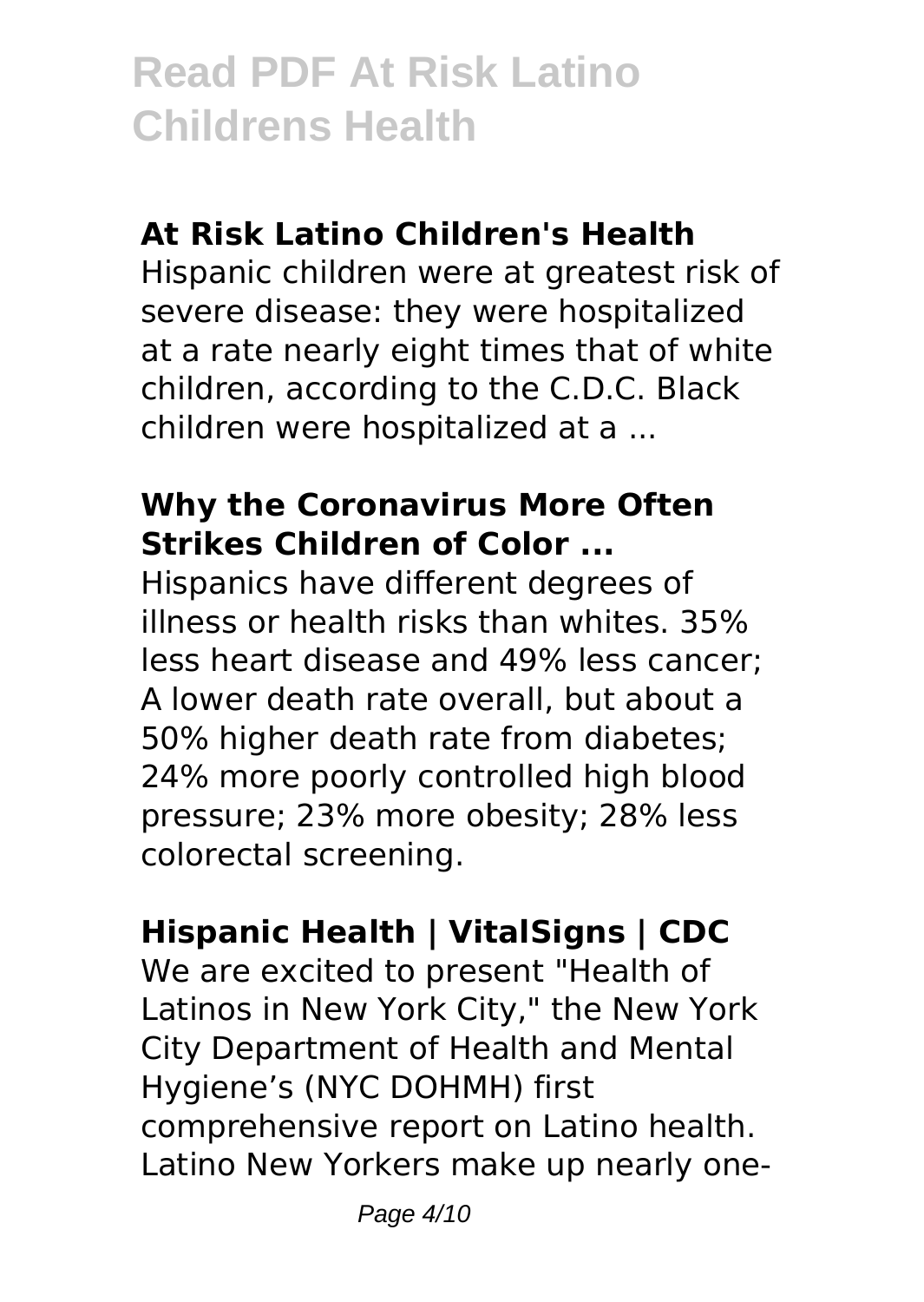## At Risk Latino Children's Health

Hispanic children were at greatest risk of severe disease: they were hospitalized at a rate nearly eight times that of white children, according to the C.D.C. Black children were hospitalized at a ...

## Why the Coronavirus More Often Strikes Children of Color ...

Hispanics have different degrees of illness or health risks than whites. 35% less heart disease and 49% less cancer; A lower death rate overall, but about a 50% higher death rate from diabetes; 24% more poorly controlled high blood pressure; 23% more obesity; 28% less colorectal screening.

## Hispanic Health | VitalSigns | CDC

We are excited to present "Health of Latinos in New York City," the New York City Department of Health and Mental Hygiene's (NYC DOHMH) first comprehensive report on Latino health. Latino New Yorkers make up nearly one-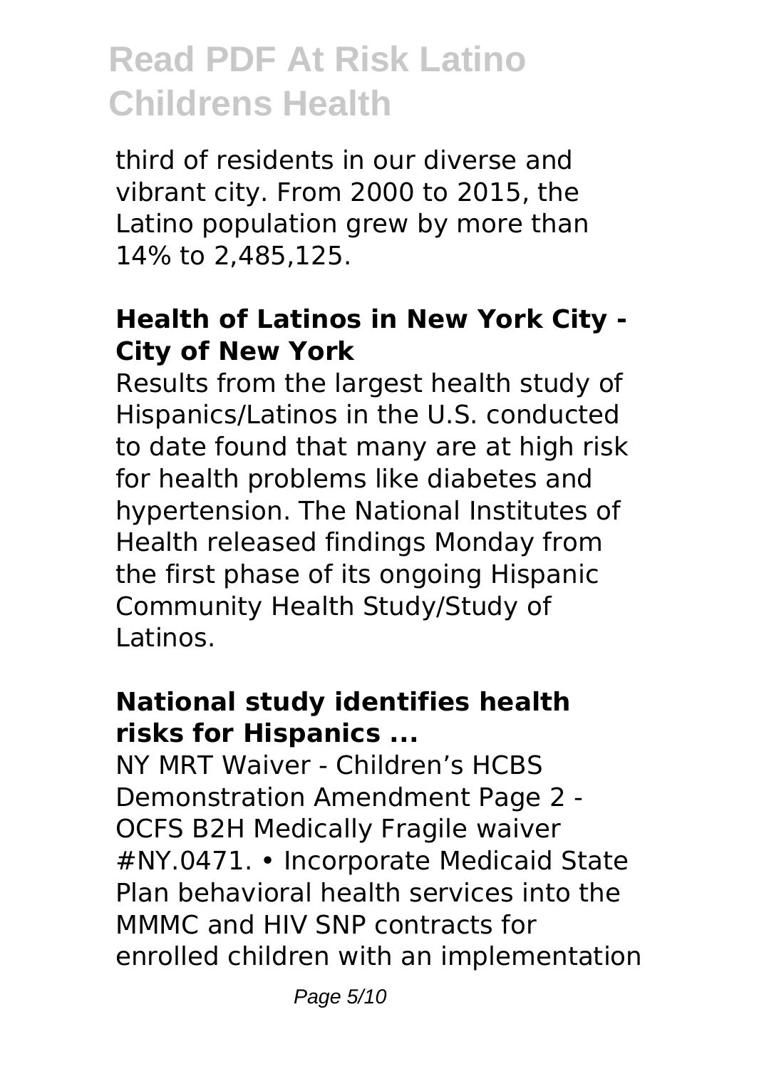third of residents in our diverse and vibrant city. From 2000 to 2015, the Latino population grew by more than 14% to 2,485,125.

### **Health of Latinos in New York City - City of New York**

Results from the largest health study of Hispanics/Latinos in the U.S. conducted to date found that many are at high risk for health problems like diabetes and hypertension. The National Institutes of Health released findings Monday from the first phase of its ongoing Hispanic Community Health Study/Study of Latinos.

### **National study identifies health risks for Hispanics ...**

NY MRT Waiver - Children's HCBS Demonstration Amendment Page 2 - OCFS B2H Medically Fragile waiver #NY.0471. • Incorporate Medicaid State Plan behavioral health services into the MMMC and HIV SNP contracts for enrolled children with an implementation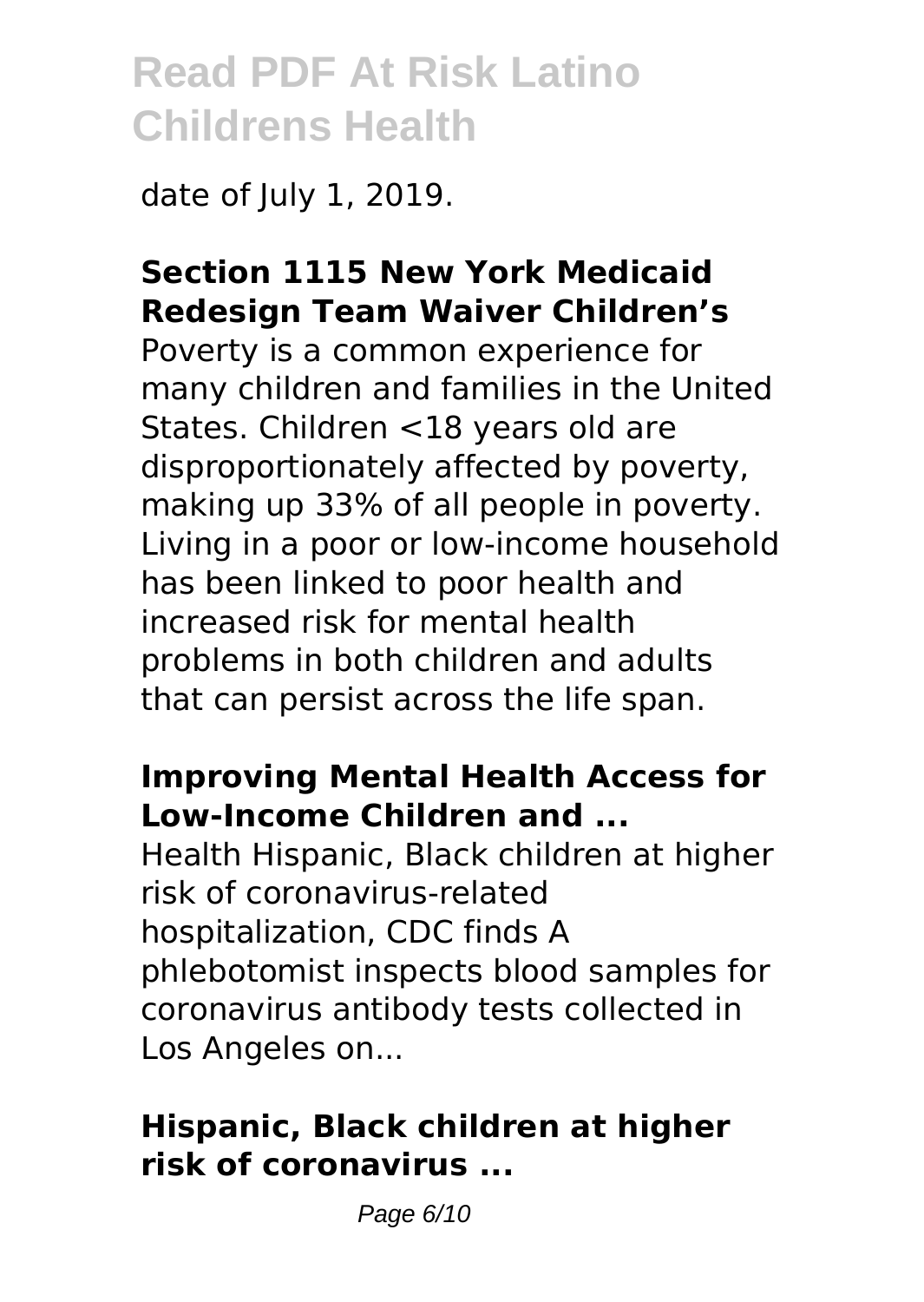date of July 1, 2019.

### Section 1115 New York Medicaid Redesign Team Waiver Children's

Poverty is a common experience for many children and families in the United States. Children <18 years old are disproportionately affected by poverty, making up 33% of all people in poverty. Living in a poor or low-income household has been linked to poor health and increased risk for mental health problems in both children and adults that can persist across the life span.

### Improving Mental Health Access for Low-Income Children and ...

Health Hispanic, Black children at higher risk of coronavirus-related hospitalization, CDC finds A phlebotomist inspects blood samples for coronavirus antibody tests collected in Los Angeles on...

### Hispanic, Black children at higher risk of coronavirus ...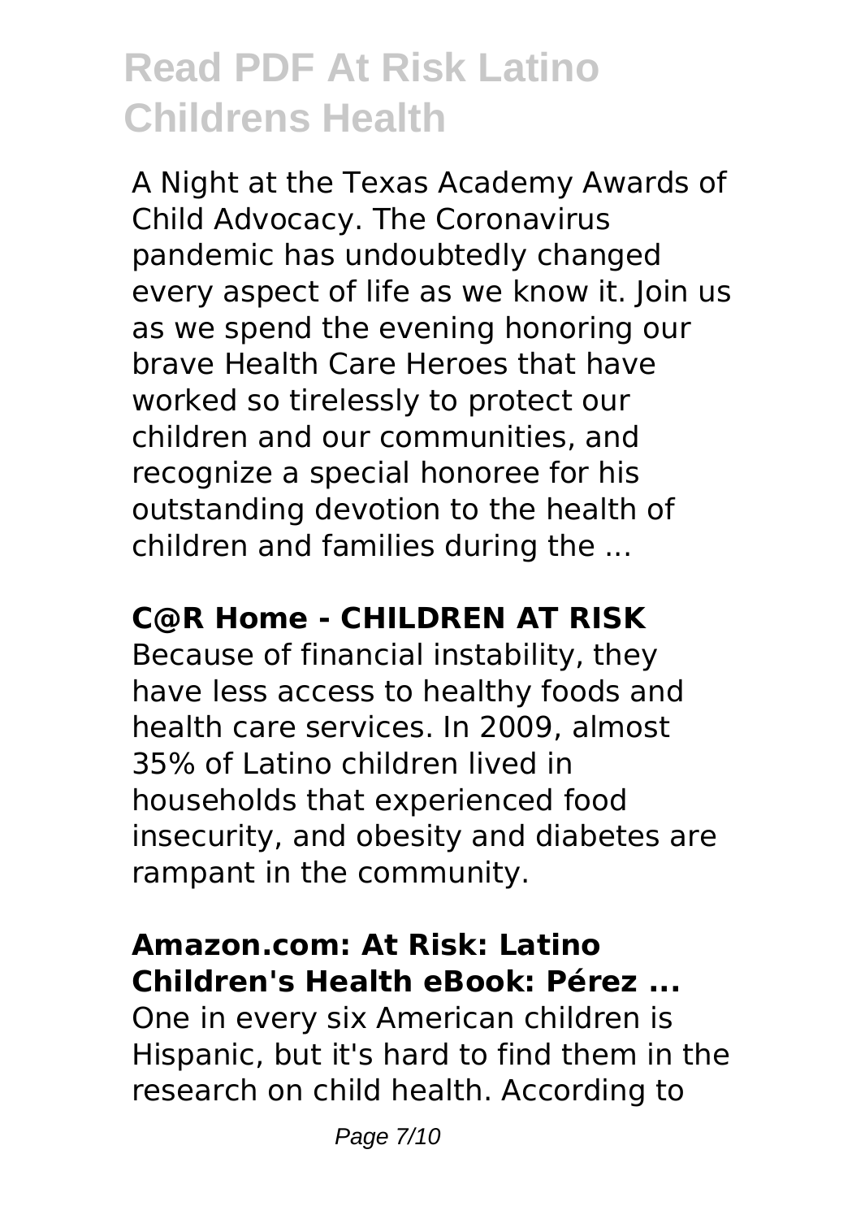A Night at the Texas Academy Awards of Child Advocacy. The Coronavirus pandemic has undoubtedly changed every aspect of life as we know it. Join us as we spend the evening honoring our brave Health Care Heroes that have worked so tirelessly to protect our children and our communities, and recognize a special honoree for his outstanding devotion to the health of children and families during the ...

**C@R Home - CHILDREN AT RISK**

Because of financial instability, they have less access to healthy foods and health care services. In 2009, almost 35% of Latino children lived in households that experienced food insecurity, and obesity and diabetes are rampant in the community.

**Amazon.com: At Risk: Latino Children's Health eBook: Pérez ...**

One in every six American children is Hispanic, but it's hard to find them in the research on child health. According to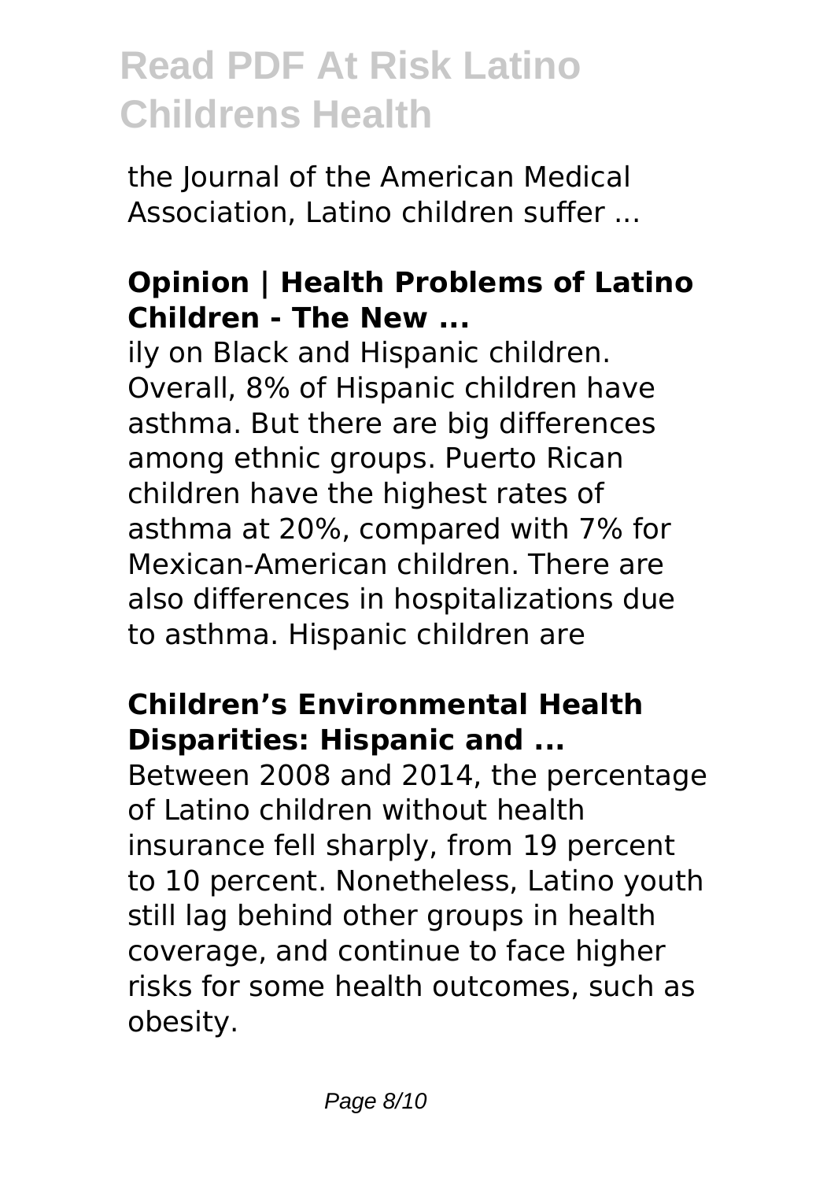the Journal of the American Medical Association, Latino children suffer ...

### Opinion | Health Problems of Latino Children - The New ...

ily on Black and Hispanic children. Overall, 8% of Hispanic children have asthma. But there are big differences among ethnic groups. Puerto Rican children have the highest rates of asthma at 20%, compared with 7% for Mexican-American children. There are also differences in hospitalizations due to asthma. Hispanic children are

### Children's Environmental Health Disparities: Hispanic and ...

Between 2008 and 2014, the percentage of Latino children without health insurance fell sharply, from 19 percent to 10 percent. Nonetheless, Latino youth still lag behind other groups in health coverage, and continue to face higher risks for some health outcomes, such as obesity.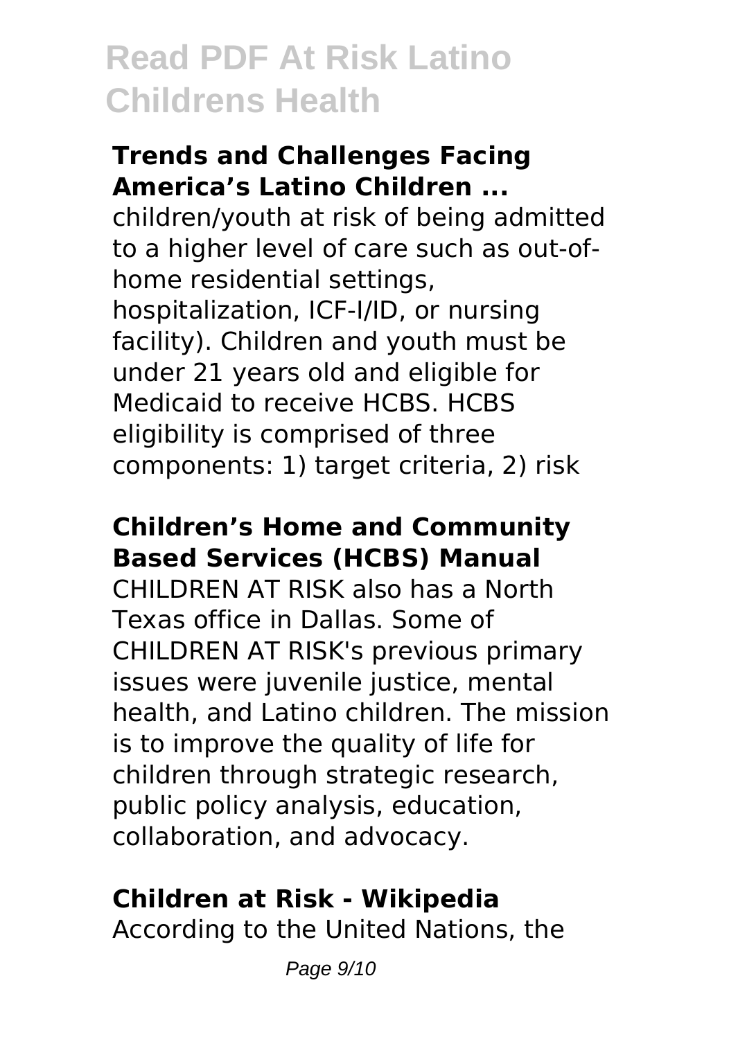### **Trends and Challenges Facing America's Latino Children ...**

children/youth at risk of being admitted to a higher level of care such as out-of-home residential settings, hospitalization, ICF-I/ID, or nursing facility). Children and youth must be under 21 years old and eligible for Medicaid to receive HCBS. HCBS eligibility is comprised of three components: 1) target criteria, 2) risk

### **Children's Home and Community Based Services (HCBS) Manual**

CHILDREN AT RISK also has a North Texas office in Dallas. Some of CHILDREN AT RISK's previous primary issues were juvenile justice, mental health, and Latino children. The mission is to improve the quality of life for children through strategic research, public policy analysis, education, collaboration, and advocacy.

### **Children at Risk - Wikipedia**

According to the United Nations, the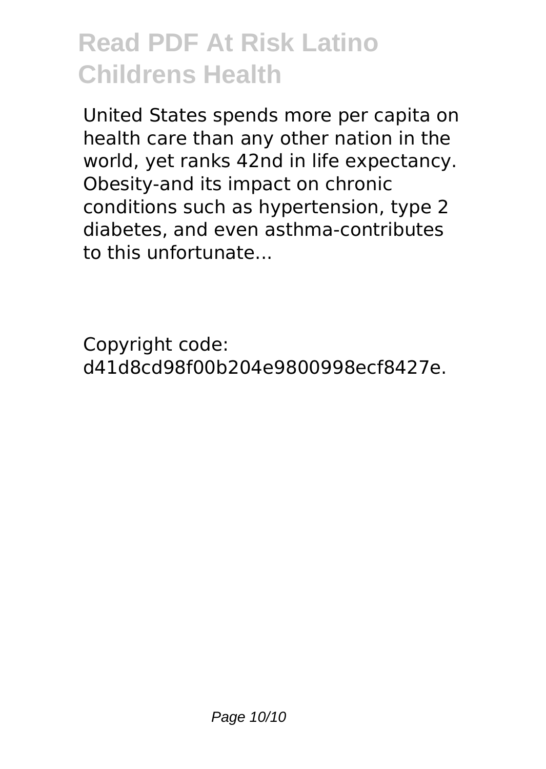United States spends more per capita on health care than any other nation in the world, yet ranks 42nd in life expectancy. Obesity-and its impact on chronic conditions such as hypertension, type 2 diabetes, and even asthma-contributes to this unfortunate...

Copyright code: d41d8cd98f00b204e9800998ecf8427e.